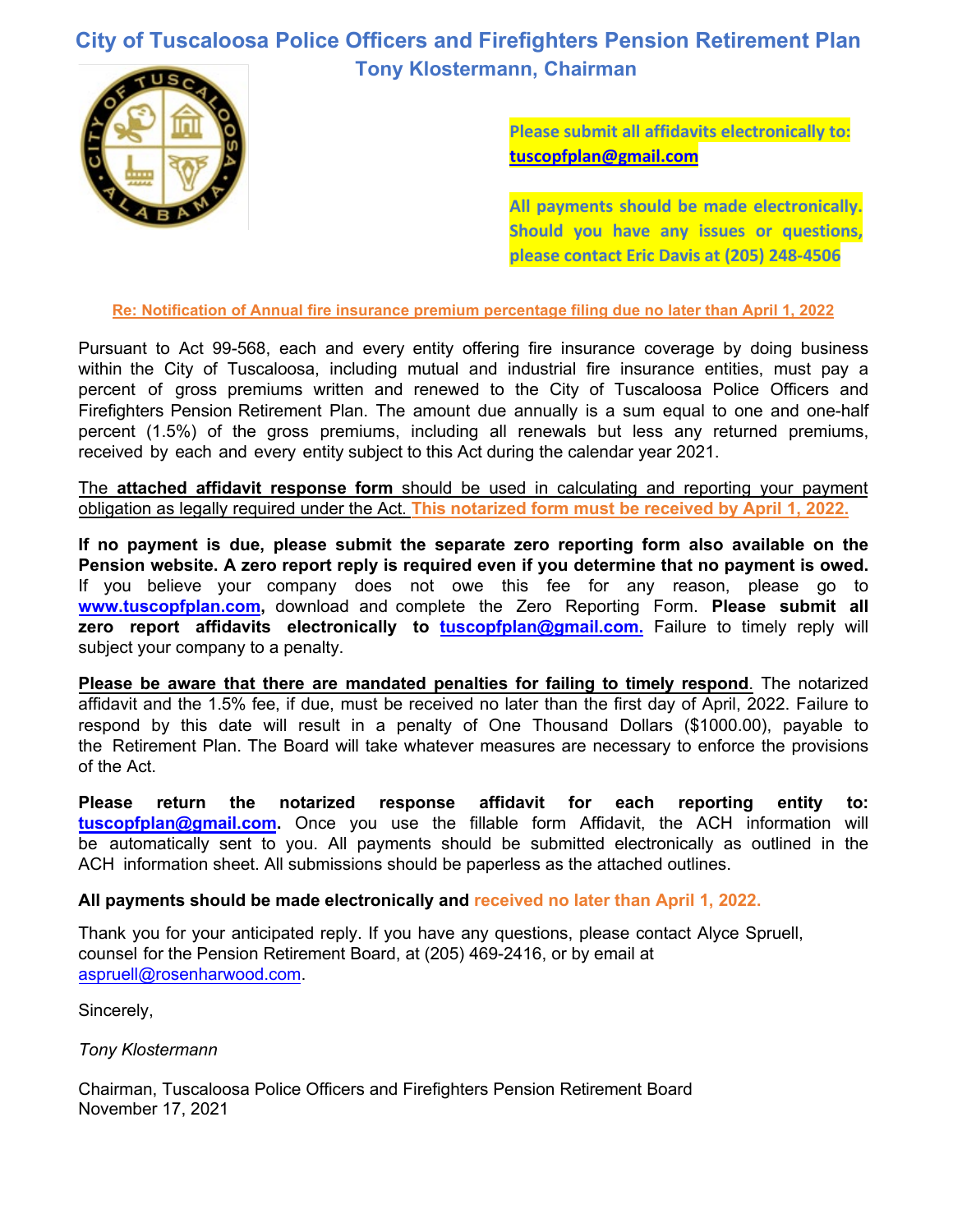# City of Tuscaloosa Police Officers and Firefighters Pension Retirement Plan

## Tony Klostermann, Chairman

**Please submit all affidavits electronically to: tuscopfplan@gmail.com**

**All payments should be made electronically. Should you have any issues or questions, please contact Eric Davis at (205) 248-4506**

**Re: Notification of Annual fire insurance premium percentage filing due no later than April 1, 2022**

Pursuant to Act 99-568, each and every entity offering fire insurance coverage by doing business within the City of Tuscaloosa, including mutual and industrial fire insurance entities, must pay a percent of gross premiums written and renewed to the City of Tuscaloosa Police Officers and Firefighters Pension Retirement Plan. The amount due annually is a sum equal to one and one-half percent (1.5%) of the gross premiums, including all renewals but less any returned premiums, received by each and every entity subject to this Act during the calendar year 2021.

The **attached affidavit response form** should be used in calculating and reporting your payment obligation as legally required under the Act. **This notarized form must be received by April 1, 2022.**

**If no payment is due, please submit the separate zero reporting form also available on the Pension website. A zero report reply is required even if you determine that no payment is owed.** If you believe your company does not owe this fee for any reason, please go to **www.tuscopfplan.com,** download and complete the Zero Reporting Form. **Please submit all zero report affidavits electronically to tuscopfplan@gmail.com.** Failure to timely reply will subject your company to a penalty.

**Please be aware that there are mandated penalties for failing to timely respond**. The notarized affidavit and the 1.5% fee, if due, must be received no later than the first day of April, 2022. Failure to respond by this date will result in a penalty of One Thousand Dollars ($1000.00), payable to the Retirement Plan. The Board will take whatever measures are necessary to enforce the provisions of the Act.

**Please return the notarized response affidavit for each reporting entity to: tuscopfplan@gmail.com.** Once you use the fillable form Affidavit, the ACH information will be automatically sent to you. All payments should be submitted electronically as outlined in the ACH information sheet. All submissions should be paperless as the attached outlines.

**All payments should be made electronically and received no later than April 1, 2022.**

Thank you for your anticipated reply. If you have any questions, please contact Alyce Spruell, counsel for the Pension Retirement Board, at (205) 469-2416, or by email at aspruell@rosenharwood.com.

Sincerely,

*Tony Klostermann*

Chairman, Tuscaloosa Police Officers and Firefighters Pension Retirement Board
November 17, 2021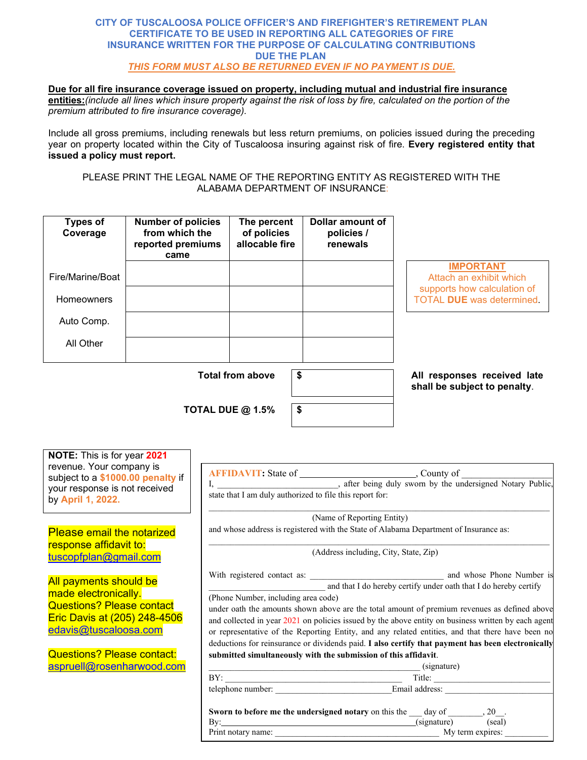# CITY OF TUSCALOOSA POLICE OFFICER'S AND FIREFIGHTER'S RETIREMENT PLAN CERTIFICATE TO BE USED IN REPORTING ALL CATEGORIES OF FIRE INSURANCE WRITTEN FOR THE PURPOSE OF CALCULATING CONTRIBUTIONS DUE THE PLAN

*THIS FORM MUST ALSO BE RETURNED EVEN IF NO PAYMENT IS DUE.*

**Due for all fire insurance coverage issued on property, including mutual and industrial fire insurance entities:** *(include all lines which insure property against the risk of loss by fire, calculated on the portion of the premium attributed to fire insurance coverage).*

Include all gross premiums, including renewals but less return premiums, on policies issued during the preceding year on property located within the City of Tuscaloosa insuring against risk of fire. **Every registered entity that issued a policy must report.**

PLEASE PRINT THE LEGAL NAME OF THE REPORTING ENTITY AS REGISTERED WITH THE ALABAMA DEPARTMENT OF INSURANCE:

| Types of Coverage | Number of policies from which the reported premiums came | The percent of policies allocable fire | Dollar amount of policies / renewals |
|---|---|---|---|
| Fire/Marine/Boat | | | |
| Homeowners | | | |
| Auto Comp. | | | |
| All Other | | | |

**IMPORTANT**
Attach an exhibit which supports how calculation of TOTAL **DUE** was determined.

**Total from above** $

**TOTAL DUE @ 1.5%** $

**All responses received late shall be subject to penalty.**

**NOTE:** This is for year **2021** revenue. Your company is subject to a **$1000.00 penalty** if your response is not received by **April 1, 2022.**

Please email the notarized response affidavit to: tuscopfplan@gmail.com

All payments should be made electronically. Questions? Please contact Eric Davis at (205) 248-4506 edavis@tuscaloosa.com

Questions? Please contact: aspruell@rosenharwood.com

**AFFIDAVIT:** State of \_\_\_\_\_\_\_\_\_\_\_\_\_\_\_\_\_\_\_\_\_\_\_\_, County of \_\_\_\_\_\_\_\_\_\_\_\_\_\_\_\_\_\_\_
I, \_\_\_\_\_\_\_\_\_\_\_\_\_\_\_\_\_\_\_\_\_\_\_\_\_\_, after being duly sworn by the undersigned Notary Public, state that I am duly authorized to file this report for:

\_\_\_\_\_\_\_\_\_\_\_\_\_\_\_\_\_\_\_\_\_\_\_\_\_\_\_\_\_\_\_\_\_\_\_\_\_\_\_\_\_\_\_\_\_\_\_\_\_\_\_\_\_\_\_\_\_\_\_\_\_\_\_\_\_\_\_\_\_\_\_\_
(Name of Reporting Entity)

and whose address is registered with the State of Alabama Department of Insurance as:

\_\_\_\_\_\_\_\_\_\_\_\_\_\_\_\_\_\_\_\_\_\_\_\_\_\_\_\_\_\_\_\_\_\_\_\_\_\_\_\_\_\_\_\_\_\_\_\_\_\_\_\_\_\_\_\_\_\_\_\_\_\_\_\_\_\_\_\_\_\_\_\_
(Address including, City, State, Zip)

With registered contact as: \_\_\_\_\_\_\_\_\_\_\_\_\_\_\_\_\_\_\_\_\_\_\_\_\_\_\_\_\_\_ and whose Phone Number is \_\_\_\_\_\_\_\_\_\_\_\_\_\_\_\_\_\_\_\_\_\_\_\_\_\_ and that I do hereby certify under oath that I do hereby certify (Phone Number, including area code) under oath the amounts shown above are the total amount of premium revenues as defined above and collected in year 2021 on policies issued by the above entity on business written by each agent or representative of the Reporting Entity, and any related entities, and that there have been no deductions for reinsurance or dividends paid. **I also certify that payment has been electronically submitted simultaneously with the submission of this affidavit**.

\_\_\_\_\_\_\_\_\_\_\_\_\_\_\_\_\_\_\_\_\_\_\_\_\_\_\_\_\_\_\_\_\_\_\_\_\_\_\_\_\_\_\_\_\_\_\_\_\_\_ (signature)
BY: \_\_\_\_\_\_\_\_\_\_\_\_\_\_\_\_\_\_\_\_\_\_\_\_\_\_\_\_\_\_\_\_\_\_\_\_\_\_\_\_\_ Title: \_\_\_\_\_\_\_\_\_\_\_\_\_\_\_\_\_\_\_\_\_\_\_\_\_\_
telephone number: \_\_\_\_\_\_\_\_\_\_\_\_\_\_\_\_\_\_\_\_\_\_\_\_\_\_ Email address: \_\_\_\_\_\_\_\_\_\_\_\_\_\_\_\_\_\_\_\_\_\_\_\_\_\_

**Sworn to before me the undersigned notary** on this the \_\_\_ day of \_\_\_\_\_\_\_\_, 20\_\_.
By: \_\_\_\_\_\_\_\_\_\_\_\_\_\_\_\_\_\_\_\_\_\_\_\_\_\_\_\_\_\_\_\_\_\_\_\_\_\_\_\_\_\_\_(signature) (seal)
Print notary name: \_\_\_\_\_\_\_\_\_\_\_\_\_\_\_\_\_\_\_\_\_\_\_\_\_\_\_\_\_\_\_\_\_\_\_\_\_\_\_ My term expires: \_\_\_\_\_\_\_\_\_\_